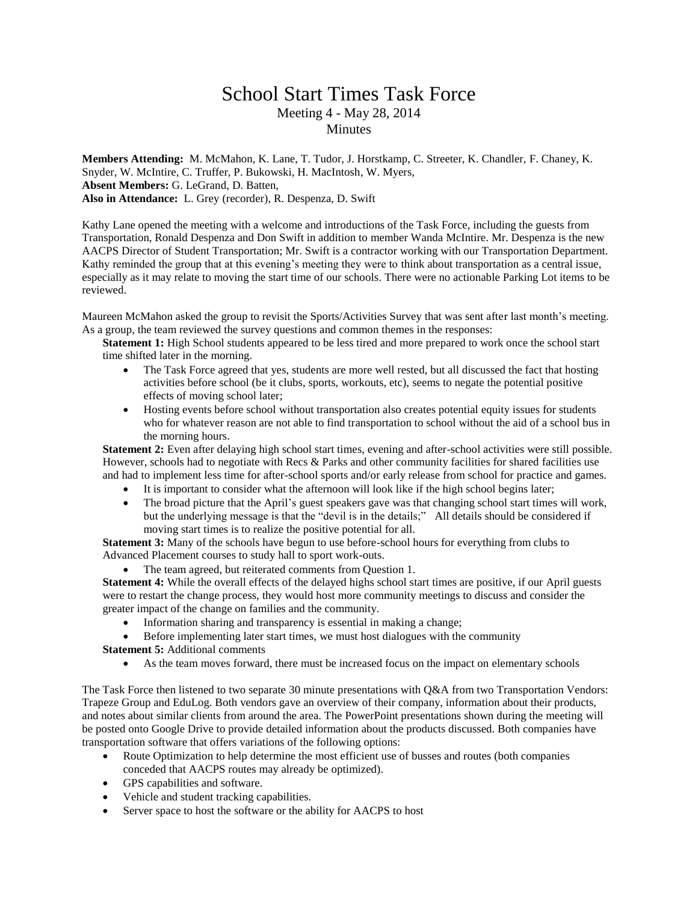# School Start Times Task Force

Meeting 4 - May 28, 2014

Minutes

**Members Attending:** M. McMahon, K. Lane, T. Tudor, J. Horstkamp, C. Streeter, K. Chandler, F. Chaney, K. Snyder, W. McIntire, C. Truffer, P. Bukowski, H. MacIntosh, W. Myers,
**Absent Members:** G. LeGrand, D. Batten,
**Also in Attendance:** L. Grey (recorder), R. Despenza, D. Swift

Kathy Lane opened the meeting with a welcome and introductions of the Task Force, including the guests from Transportation, Ronald Despenza and Don Swift in addition to member Wanda McIntire. Mr. Despenza is the new AACPS Director of Student Transportation; Mr. Swift is a contractor working with our Transportation Department. Kathy reminded the group that at this evening's meeting they were to think about transportation as a central issue, especially as it may relate to moving the start time of our schools. There were no actionable Parking Lot items to be reviewed.

Maureen McMahon asked the group to revisit the Sports/Activities Survey that was sent after last month's meeting. As a group, the team reviewed the survey questions and common themes in the responses:

**Statement 1:** High School students appeared to be less tired and more prepared to work once the school start time shifted later in the morning.

- The Task Force agreed that yes, students are more well rested, but all discussed the fact that hosting activities before school (be it clubs, sports, workouts, etc), seems to negate the potential positive effects of moving school later;
- Hosting events before school without transportation also creates potential equity issues for students who for whatever reason are not able to find transportation to school without the aid of a school bus in the morning hours.

**Statement 2:** Even after delaying high school start times, evening and after-school activities were still possible. However, schools had to negotiate with Recs & Parks and other community facilities for shared facilities use and had to implement less time for after-school sports and/or early release from school for practice and games.

- It is important to consider what the afternoon will look like if the high school begins later;
- The broad picture that the April's guest speakers gave was that changing school start times will work, but the underlying message is that the "devil is in the details;" All details should be considered if moving start times is to realize the positive potential for all.

**Statement 3:** Many of the schools have begun to use before-school hours for everything from clubs to Advanced Placement courses to study hall to sport work-outs.

- The team agreed, but reiterated comments from Question 1.

**Statement 4:** While the overall effects of the delayed highs school start times are positive, if our April guests were to restart the change process, they would host more community meetings to discuss and consider the greater impact of the change on families and the community.

- Information sharing and transparency is essential in making a change;
- Before implementing later start times, we must host dialogues with the community

**Statement 5:** Additional comments

- As the team moves forward, there must be increased focus on the impact on elementary schools

The Task Force then listened to two separate 30 minute presentations with Q&A from two Transportation Vendors: Trapeze Group and EduLog. Both vendors gave an overview of their company, information about their products, and notes about similar clients from around the area. The PowerPoint presentations shown during the meeting will be posted onto Google Drive to provide detailed information about the products discussed. Both companies have transportation software that offers variations of the following options:

- Route Optimization to help determine the most efficient use of busses and routes (both companies conceded that AACPS routes may already be optimized).
- GPS capabilities and software.
- Vehicle and student tracking capabilities.
- Server space to host the software or the ability for AACPS to host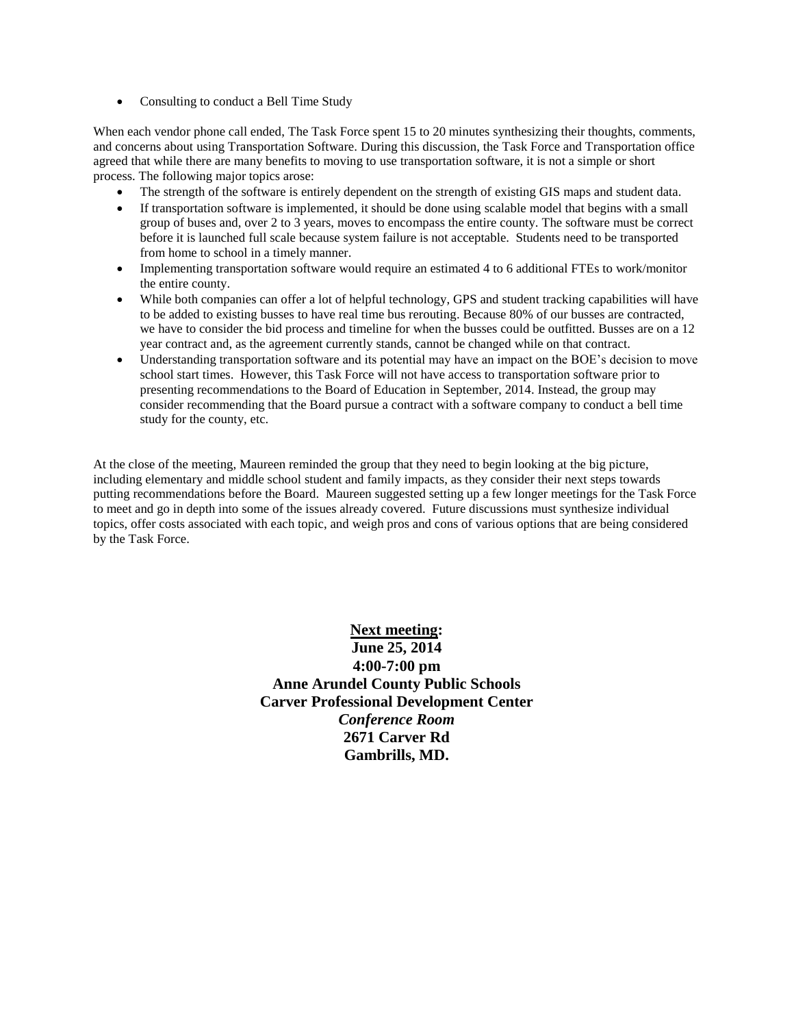- Consulting to conduct a Bell Time Study

When each vendor phone call ended, The Task Force spent 15 to 20 minutes synthesizing their thoughts, comments, and concerns about using Transportation Software. During this discussion, the Task Force and Transportation office agreed that while there are many benefits to moving to use transportation software, it is not a simple or short process. The following major topics arose:

- The strength of the software is entirely dependent on the strength of existing GIS maps and student data.
- If transportation software is implemented, it should be done using scalable model that begins with a small group of buses and, over 2 to 3 years, moves to encompass the entire county. The software must be correct before it is launched full scale because system failure is not acceptable. Students need to be transported from home to school in a timely manner.
- Implementing transportation software would require an estimated 4 to 6 additional FTEs to work/monitor the entire county.
- While both companies can offer a lot of helpful technology, GPS and student tracking capabilities will have to be added to existing busses to have real time bus rerouting. Because 80% of our busses are contracted, we have to consider the bid process and timeline for when the busses could be outfitted. Busses are on a 12 year contract and, as the agreement currently stands, cannot be changed while on that contract.
- Understanding transportation software and its potential may have an impact on the BOE's decision to move school start times. However, this Task Force will not have access to transportation software prior to presenting recommendations to the Board of Education in September, 2014. Instead, the group may consider recommending that the Board pursue a contract with a software company to conduct a bell time study for the county, etc.

At the close of the meeting, Maureen reminded the group that they need to begin looking at the big picture, including elementary and middle school student and family impacts, as they consider their next steps towards putting recommendations before the Board. Maureen suggested setting up a few longer meetings for the Task Force to meet and go in depth into some of the issues already covered. Future discussions must synthesize individual topics, offer costs associated with each topic, and weigh pros and cons of various options that are being considered by the Task Force.

**Next meeting:**
**June 25, 2014**
**4:00-7:00 pm**
**Anne Arundel County Public Schools**
**Carver Professional Development Center**
***Conference Room***
**2671 Carver Rd**
**Gambrills, MD.**